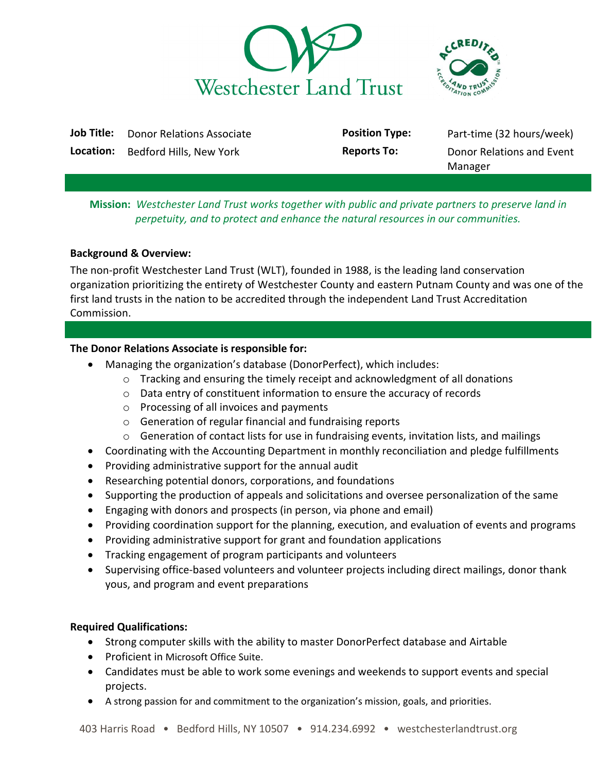# Westchester Land Trust

| Job Title: | Donor Relations Associate | Position Type: | Part-time (32 hours/week) |
|---|---|---|---|
| Location: | Bedford Hills, New York | Reports To: | Donor Relations and Event Manager |

**Mission:** *Westchester Land Trust works together with public and private partners to preserve land in perpetuity, and to protect and enhance the natural resources in our communities.*

**Background & Overview:**

The non-profit Westchester Land Trust (WLT), founded in 1988, is the leading land conservation organization prioritizing the entirety of Westchester County and eastern Putnam County and was one of the first land trusts in the nation to be accredited through the independent Land Trust Accreditation Commission.

**The Donor Relations Associate is responsible for:**

- Managing the organization's database (DonorPerfect), which includes:
  - Tracking and ensuring the timely receipt and acknowledgment of all donations
  - Data entry of constituent information to ensure the accuracy of records
  - Processing of all invoices and payments
  - Generation of regular financial and fundraising reports
  - Generation of contact lists for use in fundraising events, invitation lists, and mailings
- Coordinating with the Accounting Department in monthly reconciliation and pledge fulfillments
- Providing administrative support for the annual audit
- Researching potential donors, corporations, and foundations
- Supporting the production of appeals and solicitations and oversee personalization of the same
- Engaging with donors and prospects (in person, via phone and email)
- Providing coordination support for the planning, execution, and evaluation of events and programs
- Providing administrative support for grant and foundation applications
- Tracking engagement of program participants and volunteers
- Supervising office-based volunteers and volunteer projects including direct mailings, donor thank yous, and program and event preparations

**Required Qualifications:**

- Strong computer skills with the ability to master DonorPerfect database and Airtable
- Proficient in Microsoft Office Suite.
- Candidates must be able to work some evenings and weekends to support events and special projects.
- A strong passion for and commitment to the organization's mission, goals, and priorities.

403 Harris Road • Bedford Hills, NY 10507 • 914.234.6992 • westchesterlandtrust.org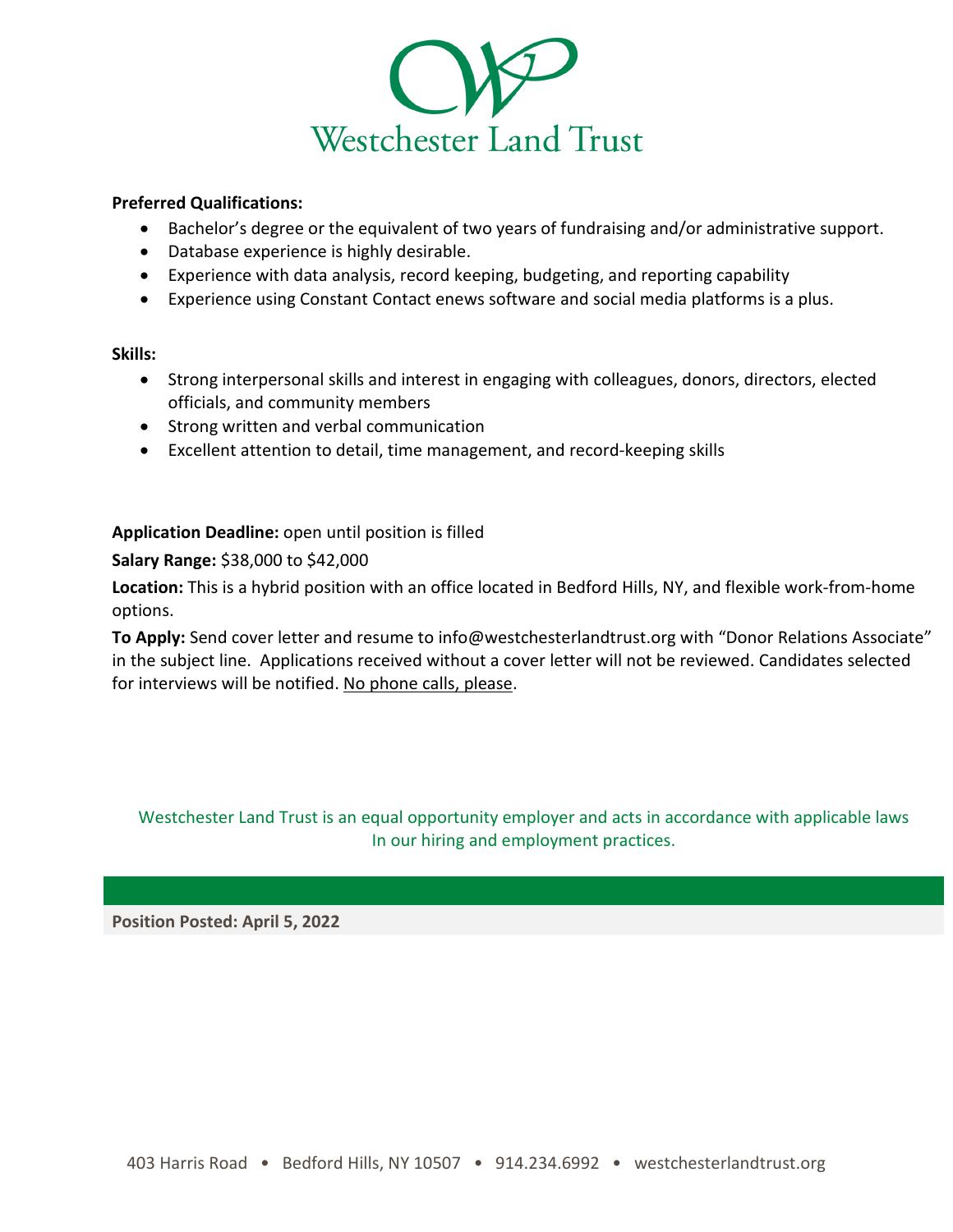Westchester Land Trust

**Preferred Qualifications:**

- Bachelor's degree or the equivalent of two years of fundraising and/or administrative support.
- Database experience is highly desirable.
- Experience with data analysis, record keeping, budgeting, and reporting capability
- Experience using Constant Contact enews software and social media platforms is a plus.

**Skills:**

- Strong interpersonal skills and interest in engaging with colleagues, donors, directors, elected officials, and community members
- Strong written and verbal communication
- Excellent attention to detail, time management, and record-keeping skills

**Application Deadline:** open until position is filled

**Salary Range:** $38,000 to $42,000

**Location:** This is a hybrid position with an office located in Bedford Hills, NY, and flexible work-from-home options.

**To Apply:** Send cover letter and resume to info@westchesterlandtrust.org with "Donor Relations Associate" in the subject line. Applications received without a cover letter will not be reviewed. Candidates selected for interviews will be notified. No phone calls, please.

Westchester Land Trust is an equal opportunity employer and acts in accordance with applicable laws In our hiring and employment practices.

**Position Posted: April 5, 2022**

403 Harris Road • Bedford Hills, NY 10507 • 914.234.6992 • westchesterlandtrust.org